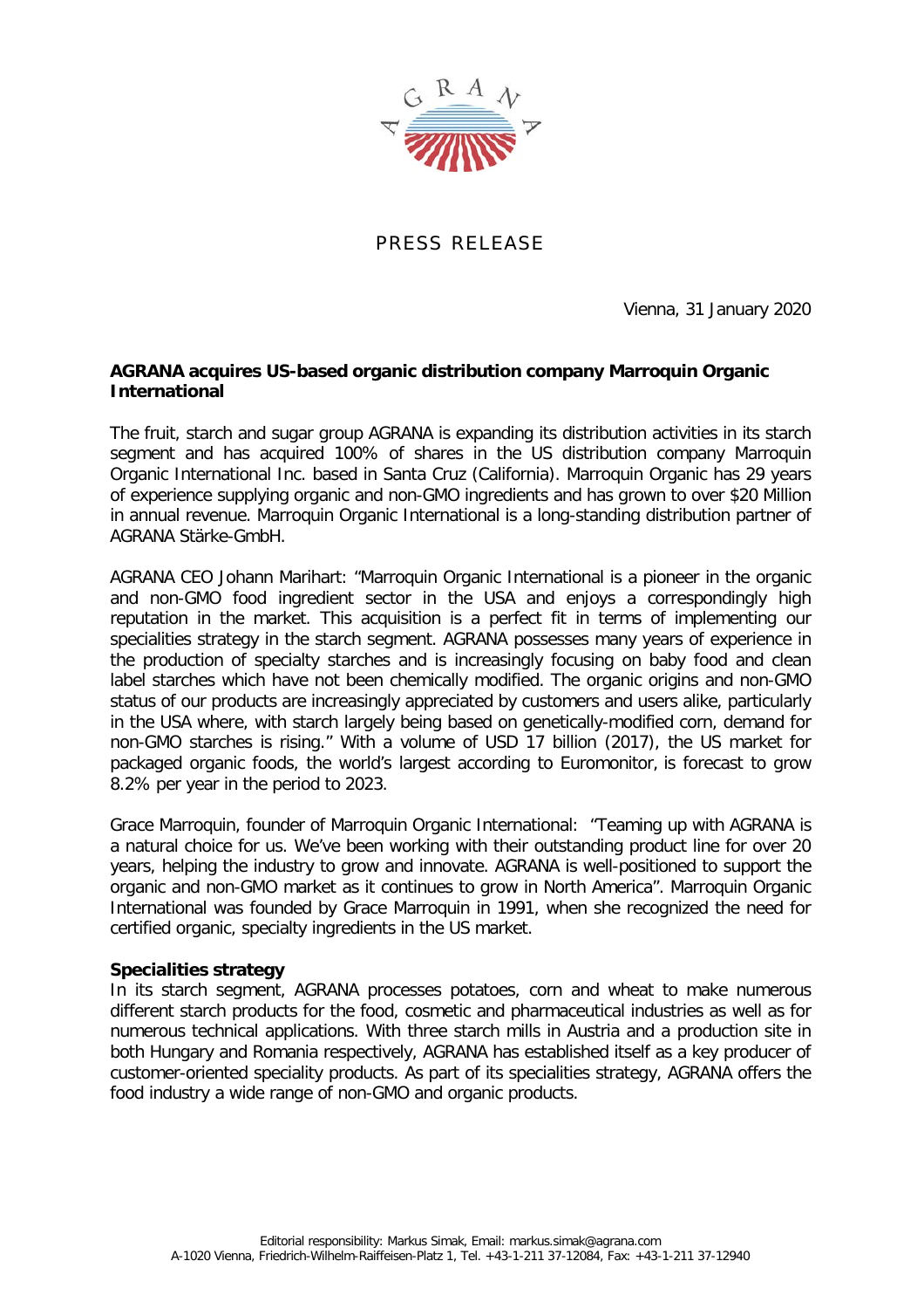PRESS RELEASE

Vienna, 31 January 2020

**AGRANA acquires US-based organic distribution company Marroquin Organic International**

The fruit, starch and sugar group AGRANA is expanding its distribution activities in its starch segment and has acquired 100% of shares in the US distribution company Marroquin Organic International Inc. based in Santa Cruz (California). Marroquin Organic has 29 years of experience supplying organic and non-GMO ingredients and has grown to over $20 Million in annual revenue. Marroquin Organic International is a long-standing distribution partner of AGRANA Stärke-GmbH.

AGRANA CEO Johann Marihart: "Marroquin Organic International is a pioneer in the organic and non-GMO food ingredient sector in the USA and enjoys a correspondingly high reputation in the market. This acquisition is a perfect fit in terms of implementing our specialities strategy in the starch segment. AGRANA possesses many years of experience in the production of specialty starches and is increasingly focusing on baby food and clean label starches which have not been chemically modified. The organic origins and non-GMO status of our products are increasingly appreciated by customers and users alike, particularly in the USA where, with starch largely being based on genetically-modified corn, demand for non-GMO starches is rising." With a volume of USD 17 billion (2017), the US market for packaged organic foods, the world's largest according to Euromonitor, is forecast to grow 8.2% per year in the period to 2023.

Grace Marroquin, founder of Marroquin Organic International: "Teaming up with AGRANA is a natural choice for us. We've been working with their outstanding product line for over 20 years, helping the industry to grow and innovate. AGRANA is well-positioned to support the organic and non-GMO market as it continues to grow in North America". Marroquin Organic International was founded by Grace Marroquin in 1991, when she recognized the need for certified organic, specialty ingredients in the US market.

**Specialities strategy**

In its starch segment, AGRANA processes potatoes, corn and wheat to make numerous different starch products for the food, cosmetic and pharmaceutical industries as well as for numerous technical applications. With three starch mills in Austria and a production site in both Hungary and Romania respectively, AGRANA has established itself as a key producer of customer-oriented speciality products. As part of its specialities strategy, AGRANA offers the food industry a wide range of non-GMO and organic products.

Editorial responsibility: Markus Simak, Email: markus.simak@agrana.com
A-1020 Vienna, Friedrich-Wilhelm-Raiffeisen-Platz 1, Tel. +43-1-211 37-12084, Fax: +43-1-211 37-12940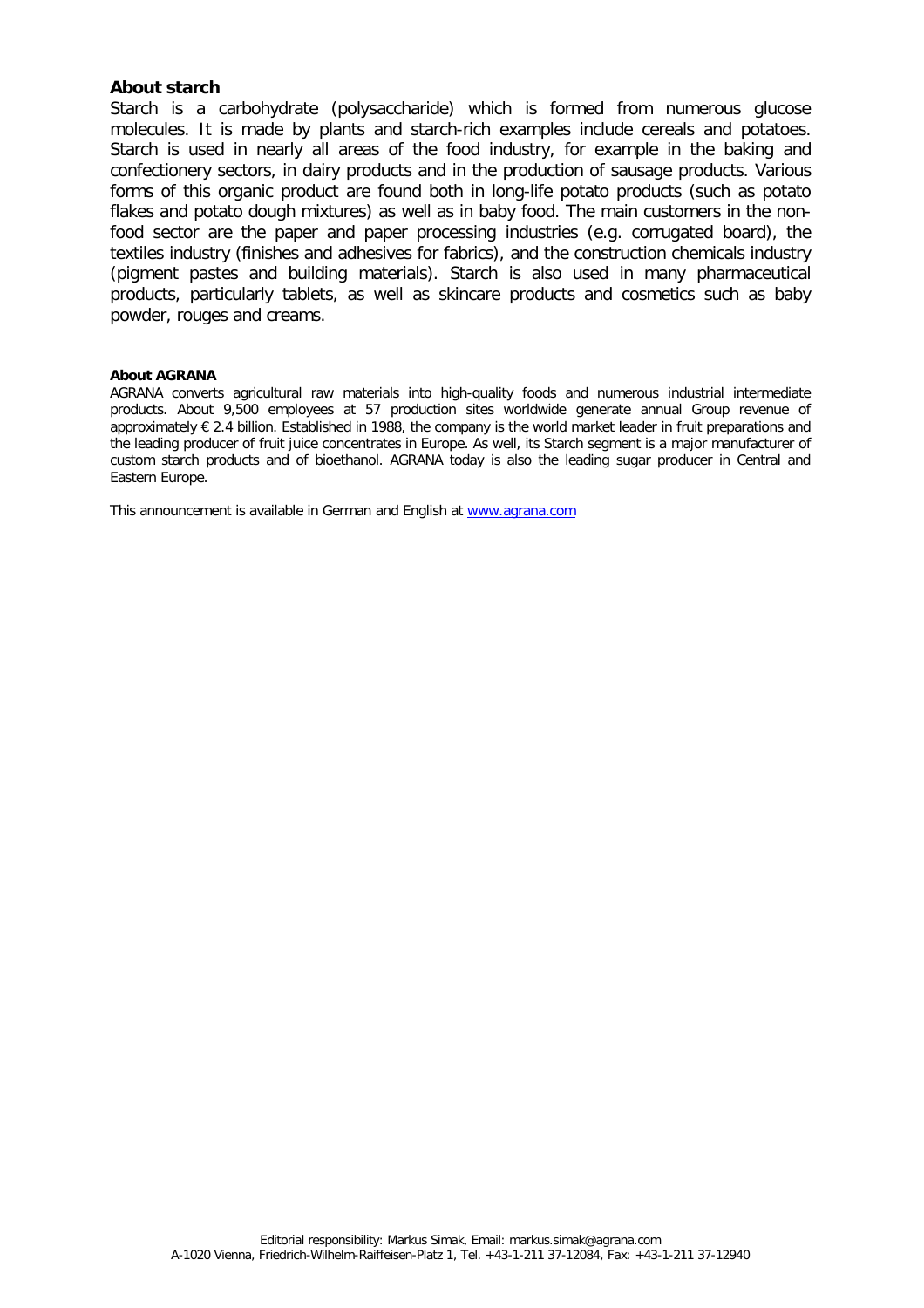## About starch

Starch is a carbohydrate (polysaccharide) which is formed from numerous glucose molecules. It is made by plants and starch-rich examples include cereals and potatoes. Starch is used in nearly all areas of the food industry, for example in the baking and confectionery sectors, in dairy products and in the production of sausage products. Various forms of this organic product are found both in long-life potato products (such as potato flakes and potato dough mixtures) as well as in baby food. The main customers in the non-food sector are the paper and paper processing industries (e.g. corrugated board), the textiles industry (finishes and adhesives for fabrics), and the construction chemicals industry (pigment pastes and building materials). Starch is also used in many pharmaceutical products, particularly tablets, as well as skincare products and cosmetics such as baby powder, rouges and creams.

**About AGRANA**

AGRANA converts agricultural raw materials into high-quality foods and numerous industrial intermediate products. About 9,500 employees at 57 production sites worldwide generate annual Group revenue of approximately € 2.4 billion. Established in 1988, the company is the world market leader in fruit preparations and the leading producer of fruit juice concentrates in Europe. As well, its Starch segment is a major manufacturer of custom starch products and of bioethanol. AGRANA today is also the leading sugar producer in Central and Eastern Europe.

This announcement is available in German and English at www.agrana.com

Editorial responsibility: Markus Simak, Email: markus.simak@agrana.com
A-1020 Vienna, Friedrich-Wilhelm-Raiffeisen-Platz 1, Tel. +43-1-211 37-12084, Fax: +43-1-211 37-12940